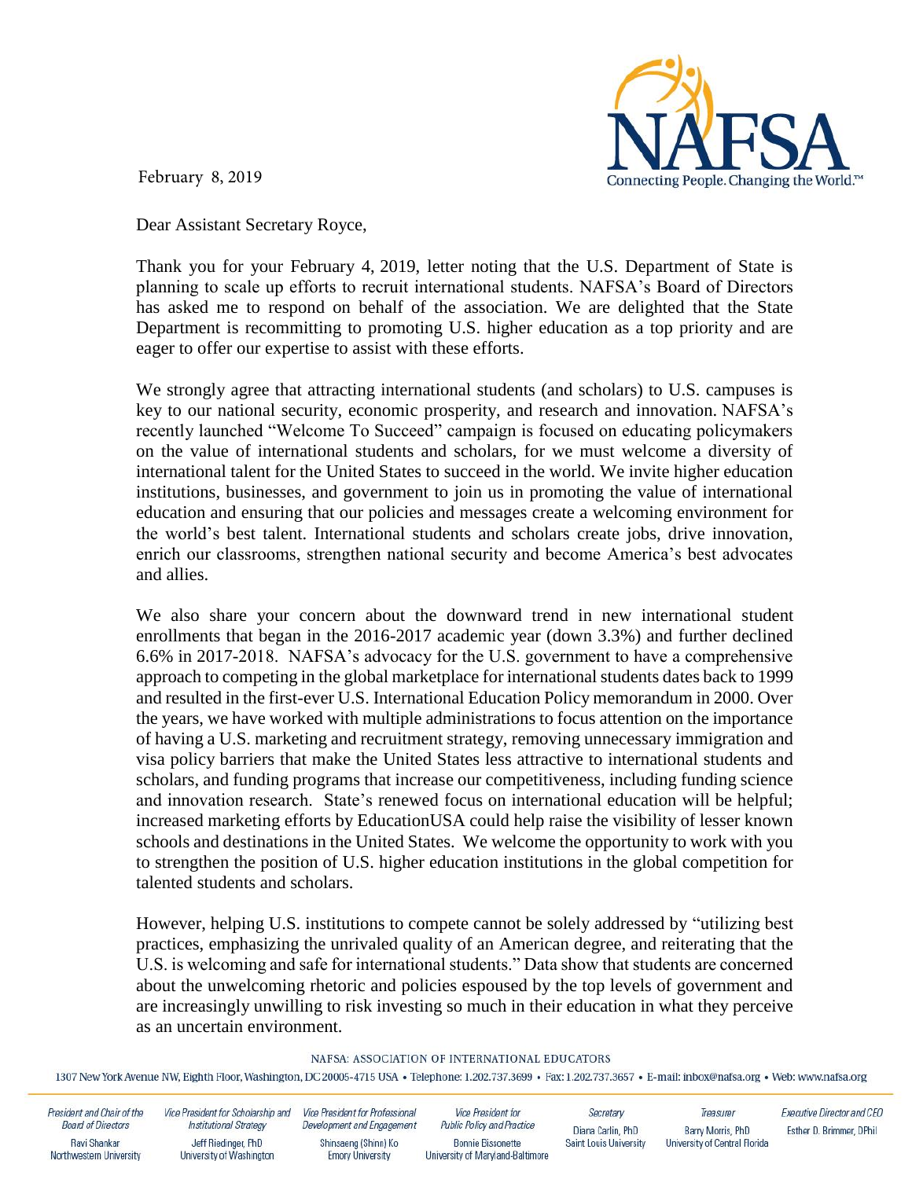February 8, 2019

Dear Assistant Secretary Royce,

Thank you for your February 4, 2019, letter noting that the U.S. Department of State is planning to scale up efforts to recruit international students. NAFSA's Board of Directors has asked me to respond on behalf of the association. We are delighted that the State Department is recommitting to promoting U.S. higher education as a top priority and are eager to offer our expertise to assist with these efforts.

We strongly agree that attracting international students (and scholars) to U.S. campuses is key to our national security, economic prosperity, and research and innovation. NAFSA's recently launched "Welcome To Succeed" campaign is focused on educating policymakers on the value of international students and scholars, for we must welcome a diversity of international talent for the United States to succeed in the world. We invite higher education institutions, businesses, and government to join us in promoting the value of international education and ensuring that our policies and messages create a welcoming environment for the world's best talent. International students and scholars create jobs, drive innovation, enrich our classrooms, strengthen national security and become America's best advocates and allies.

We also share your concern about the downward trend in new international student enrollments that began in the 2016-2017 academic year (down 3.3%) and further declined 6.6% in 2017-2018. NAFSA's advocacy for the U.S. government to have a comprehensive approach to competing in the global marketplace for international students dates back to 1999 and resulted in the first-ever U.S. International Education Policy memorandum in 2000. Over the years, we have worked with multiple administrations to focus attention on the importance of having a U.S. marketing and recruitment strategy, removing unnecessary immigration and visa policy barriers that make the United States less attractive to international students and scholars, and funding programs that increase our competitiveness, including funding science and innovation research. State's renewed focus on international education will be helpful; increased marketing efforts by EducationUSA could help raise the visibility of lesser known schools and destinations in the United States. We welcome the opportunity to work with you to strengthen the position of U.S. higher education institutions in the global competition for talented students and scholars.

However, helping U.S. institutions to compete cannot be solely addressed by "utilizing best practices, emphasizing the unrivaled quality of an American degree, and reiterating that the U.S. is welcoming and safe for international students." Data show that students are concerned about the unwelcoming rhetoric and policies espoused by the top levels of government and are increasingly unwilling to risk investing so much in their education in what they perceive as an uncertain environment.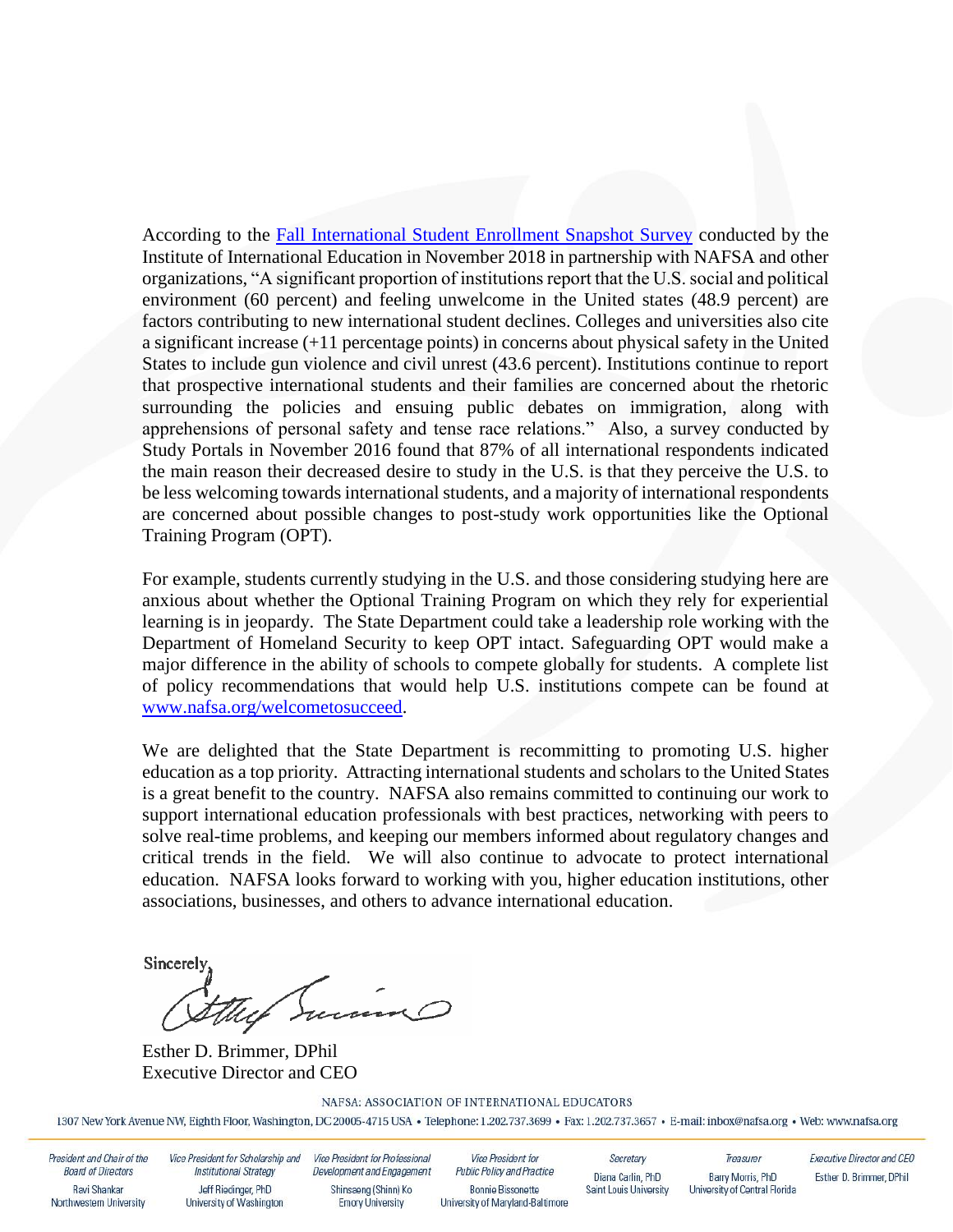According to the [Fall International Student Enrollment Snapshot Survey](Fall International Student Enrollment Snapshot Survey) conducted by the Institute of International Education in November 2018 in partnership with NAFSA and other organizations, "A significant proportion of institutions report that the U.S. social and political environment (60 percent) and feeling unwelcome in the United states (48.9 percent) are factors contributing to new international student declines. Colleges and universities also cite a significant increase (+11 percentage points) in concerns about physical safety in the United States to include gun violence and civil unrest (43.6 percent). Institutions continue to report that prospective international students and their families are concerned about the rhetoric surrounding the policies and ensuing public debates on immigration, along with apprehensions of personal safety and tense race relations." Also, a survey conducted by Study Portals in November 2016 found that 87% of all international respondents indicated the main reason their decreased desire to study in the U.S. is that they perceive the U.S. to be less welcoming towards international students, and a majority of international respondents are concerned about possible changes to post-study work opportunities like the Optional Training Program (OPT).

For example, students currently studying in the U.S. and those considering studying here are anxious about whether the Optional Training Program on which they rely for experiential learning is in jeopardy. The State Department could take a leadership role working with the Department of Homeland Security to keep OPT intact. Safeguarding OPT would make a major difference in the ability of schools to compete globally for students. A complete list of policy recommendations that would help U.S. institutions compete can be found at [www.nafsa.org/welcometosucceed](www.nafsa.org/welcometosucceed).

We are delighted that the State Department is recommitting to promoting U.S. higher education as a top priority. Attracting international students and scholars to the United States is a great benefit to the country. NAFSA also remains committed to continuing our work to support international education professionals with best practices, networking with peers to solve real-time problems, and keeping our members informed about regulatory changes and critical trends in the field. We will also continue to advocate to protect international education. NAFSA looks forward to working with you, higher education institutions, other associations, businesses, and others to advance international education.

Sincerely,

Esther D. Brimmer, DPhil
Executive Director and CEO

NAFSA: ASSOCIATION OF INTERNATIONAL EDUCATORS

1307 New York Avenue NW, Eighth Floor, Washington, DC 20005-4715 USA • Telephone: 1.202.737.3699 • Fax: 1.202.737.3657 • E-mail: inbox@nafsa.org • Web: www.nafsa.org

| President and Chair of the Board of Directors | Vice President for Scholarship and Institutional Strategy | Vice President for Professional Development and Engagement | Vice President for Public Policy and Practice | Secretary | Treasurer | Executive Director and CEO |
|---|---|---|---|---|---|---|
| Ravi Shankar, Northwestern University | Jeff Riedinger, PhD, University of Washington | Shinseong (Shinn) Ko, Emory University | Bonnie Bissonette, University of Maryland-Baltimore | Diana Carlin, PhD, Saint Louis University | Barry Morris, PhD, University of Central Florida | Esther D. Brimmer, DPhil |